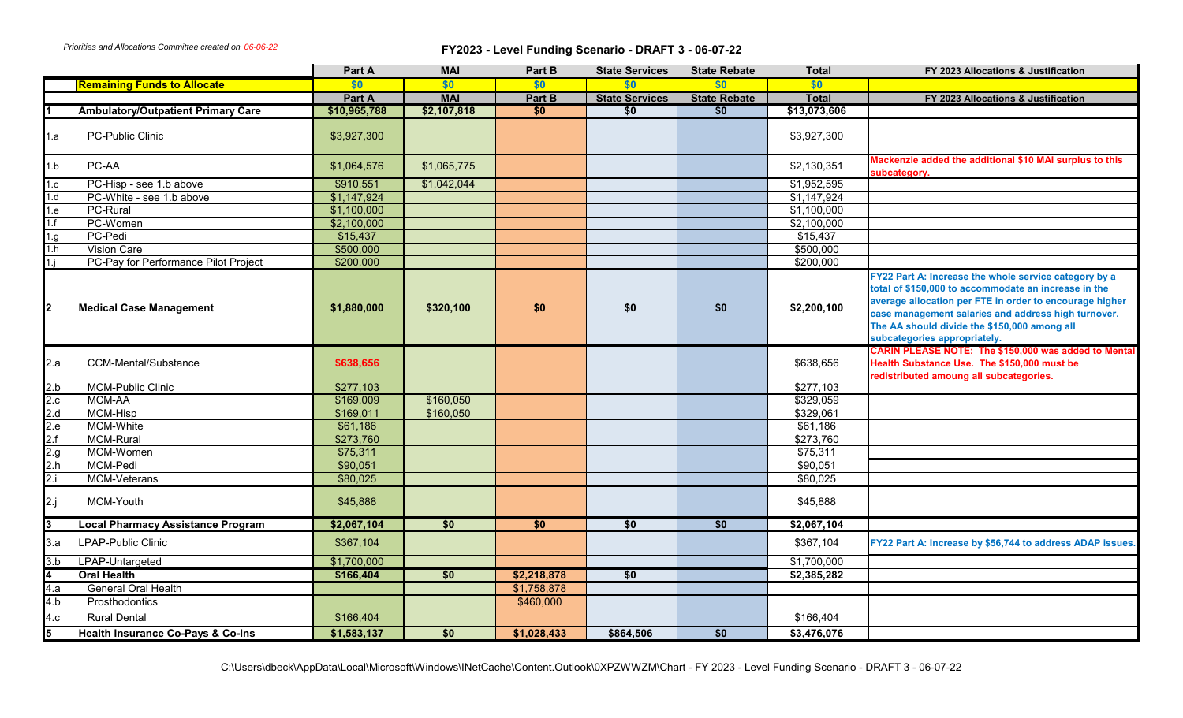*Priorities and Allocations Committee created on 06-06-22*

## FY2023 - Level Funding Scenario - DRAFT 3 - 06-07-22

| | | Part A | MAI | Part B | State Services | State Rebate | Total | FY 2023 Allocations & Justification |
|---|---|---|---|---|---|---|---|---|
| | **Remaining Funds to Allocate** | $0 | $0 | $0 | $0 | $0 | $0 | |
| | | **Part A** | **MAI** | **Part B** | **State Services** | **State Rebate** | **Total** | **FY 2023 Allocations & Justification** |
| **1** | **Ambulatory/Outpatient Primary Care** | **$10,965,788** | **$2,107,818** | **$0** | **$0** | **$0** | **$13,073,606** | |
| 1.a | PC-Public Clinic | $3,927,300 | | | | | $3,927,300 | |
| 1.b | PC-AA | $1,064,576 | $1,065,775 | | | | $2,130,351 | Mackenzie added the additional $10 MAI surplus to this subcategory. |
| 1.c | PC-Hisp - see 1.b above | $910,551 | $1,042,044 | | | | $1,952,595 | |
| 1.d | PC-White - see 1.b above | $1,147,924 | | | | | $1,147,924 | |
| 1.e | PC-Rural | $1,100,000 | | | | | $1,100,000 | |
| 1.f | PC-Women | $2,100,000 | | | | | $2,100,000 | |
| 1.g | PC-Pedi | $15,437 | | | | | $15,437 | |
| 1.h | Vision Care | $500,000 | | | | | $500,000 | |
| 1.j | PC-Pay for Performance Pilot Project | $200,000 | | | | | $200,000 | |
| **2** | **Medical Case Management** | **$1,880,000** | **$320,100** | **$0** | **$0** | **$0** | **$2,200,100** | FY22 Part A: Increase the whole service category by a total of $150,000 to accommodate an increase in the average allocation per FTE in order to encourage higher case management salaries and address high turnover. The AA should divide the $150,000 among all subcategories appropriately. |
| 2.a | CCM-Mental/Substance | **$638,656** | | | | | $638,656 | CARIN PLEASE NOTE: The $150,000 was added to Mental Health Substance Use. The $150,000 must be redistributed amoung all subcategories. |
| 2.b | MCM-Public Clinic | $277,103 | | | | | $277,103 | |
| 2.c | MCM-AA | $169,009 | $160,050 | | | | $329,059 | |
| 2.d | MCM-Hisp | $169,011 | $160,050 | | | | $329,061 | |
| 2.e | MCM-White | $61,186 | | | | | $61,186 | |
| 2.f | MCM-Rural | $273,760 | | | | | $273,760 | |
| 2.g | MCM-Women | $75,311 | | | | | $75,311 | |
| 2.h | MCM-Pedi | $90,051 | | | | | $90,051 | |
| 2.i | MCM-Veterans | $80,025 | | | | | $80,025 | |
| 2.j | MCM-Youth | $45,888 | | | | | $45,888 | |
| **3** | **Local Pharmacy Assistance Program** | **$2,067,104** | **$0** | **$0** | **$0** | **$0** | **$2,067,104** | |
| 3.a | LPAP-Public Clinic | $367,104 | | | | | $367,104 | FY22 Part A: Increase by $56,744 to address ADAP issues. |
| 3.b | LPAP-Untargeted | $1,700,000 | | | | | $1,700,000 | |
| **4** | **Oral Health** | **$166,404** | **$0** | **$2,218,878** | **$0** | | **$2,385,282** | |
| 4.a | General Oral Health | | | $1,758,878 | | | | |
| 4.b | Prosthodontics | | | $460,000 | | | | |
| 4.c | Rural Dental | $166,404 | | | | | $166,404 | |
| **5** | **Health Insurance Co-Pays & Co-Ins** | **$1,583,137** | **$0** | **$1,028,433** | **$864,506** | **$0** | **$3,476,076** | |

C:\Users\dbeck\AppData\Local\Microsoft\Windows\INetCache\Content.Outlook\0XPZWWZM\Chart - FY 2023 - Level Funding Scenario - DRAFT 3 - 06-07-22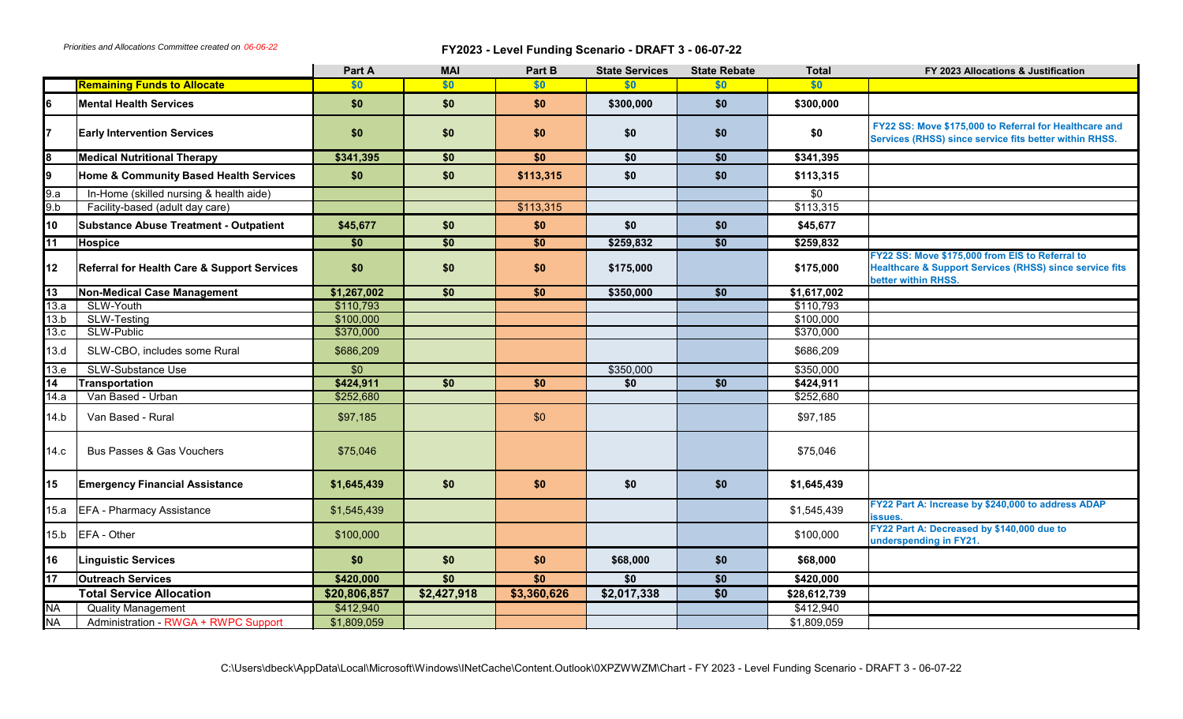*Priorities and Allocations Committee created on 06-06-22*

**FY2023 - Level Funding Scenario - DRAFT 3 - 06-07-22**

| | | Part A | MAI | Part B | State Services | State Rebate | Total | FY 2023 Allocations & Justification |
|---|---|---|---|---|---|---|---|---|
| | **Remaining Funds to Allocate** | $0 | $0 | $0 | $0 | $0 | $0 | |
| 6 | **Mental Health Services** | $0 | $0 | $0 | $300,000 | $0 | $300,000 | |
| 7 | **Early Intervention Services** | $0 | $0 | $0 | $0 | $0 | $0 | FY22 SS: Move $175,000 to Referral for Healthcare and Services (RHSS) since service fits better within RHSS. |
| 8 | **Medical Nutritional Therapy** | $341,395 | $0 | $0 | $0 | $0 | $341,395 | |
| 9 | **Home & Community Based Health Services** | $0 | $0 | $113,315 | $0 | $0 | $113,315 | |
| 9.a | In-Home (skilled nursing & health aide) | | | | | | $0 | |
| 9.b | Facility-based (adult day care) | | | $113,315 | | | $113,315 | |
| 10 | **Substance Abuse Treatment - Outpatient** | $45,677 | $0 | $0 | $0 | $0 | $45,677 | |
| 11 | **Hospice** | $0 | $0 | $0 | $259,832 | $0 | $259,832 | |
| 12 | **Referral for Health Care & Support Services** | $0 | $0 | $0 | $175,000 | | $175,000 | FY22 SS: Move $175,000 from EIS to Referral to Healthcare & Support Services (RHSS) since service fits better within RHSS. |
| 13 | **Non-Medical Case Management** | $1,267,002 | $0 | $0 | $350,000 | $0 | $1,617,002 | |
| 13.a | SLW-Youth | $110,793 | | | | | $110,793 | |
| 13.b | SLW-Testing | $100,000 | | | | | $100,000 | |
| 13.c | SLW-Public | $370,000 | | | | | $370,000 | |
| 13.d | SLW-CBO, includes some Rural | $686,209 | | | | | $686,209 | |
| 13.e | SLW-Substance Use | $0 | | | $350,000 | | $350,000 | |
| 14 | **Transportation** | $424,911 | $0 | $0 | $0 | $0 | $424,911 | |
| 14.a | Van Based - Urban | $252,680 | | | | | $252,680 | |
| 14.b | Van Based - Rural | $97,185 | | $0 | | | $97,185 | |
| 14.c | Bus Passes & Gas Vouchers | $75,046 | | | | | $75,046 | |
| 15 | **Emergency Financial Assistance** | $1,645,439 | $0 | $0 | $0 | $0 | $1,645,439 | |
| 15.a | EFA - Pharmacy Assistance | $1,545,439 | | | | | $1,545,439 | FY22 Part A: Increase by $240,000 to address ADAP issues. |
| 15.b | EFA - Other | $100,000 | | | | | $100,000 | FY22 Part A: Decreased by $140,000 due to underspending in FY21. |
| 16 | **Linguistic Services** | $0 | $0 | $0 | $68,000 | $0 | $68,000 | |
| 17 | **Outreach Services** | $420,000 | $0 | $0 | $0 | $0 | $420,000 | |
| | **Total Service Allocation** | **$20,806,857** | **$2,427,918** | **$3,360,626** | **$2,017,338** | **$0** | **$28,612,739** | |
| NA | Quality Management | $412,940 | | | | | $412,940 | |
| NA | Administration - RWGA + RWPC Support | $1,809,059 | | | | | $1,809,059 | |

C:\Users\dbeck\AppData\Local\Microsoft\Windows\INetCache\Content.Outlook\0XPZWWZM\Chart - FY 2023 - Level Funding Scenario - DRAFT 3 - 06-07-22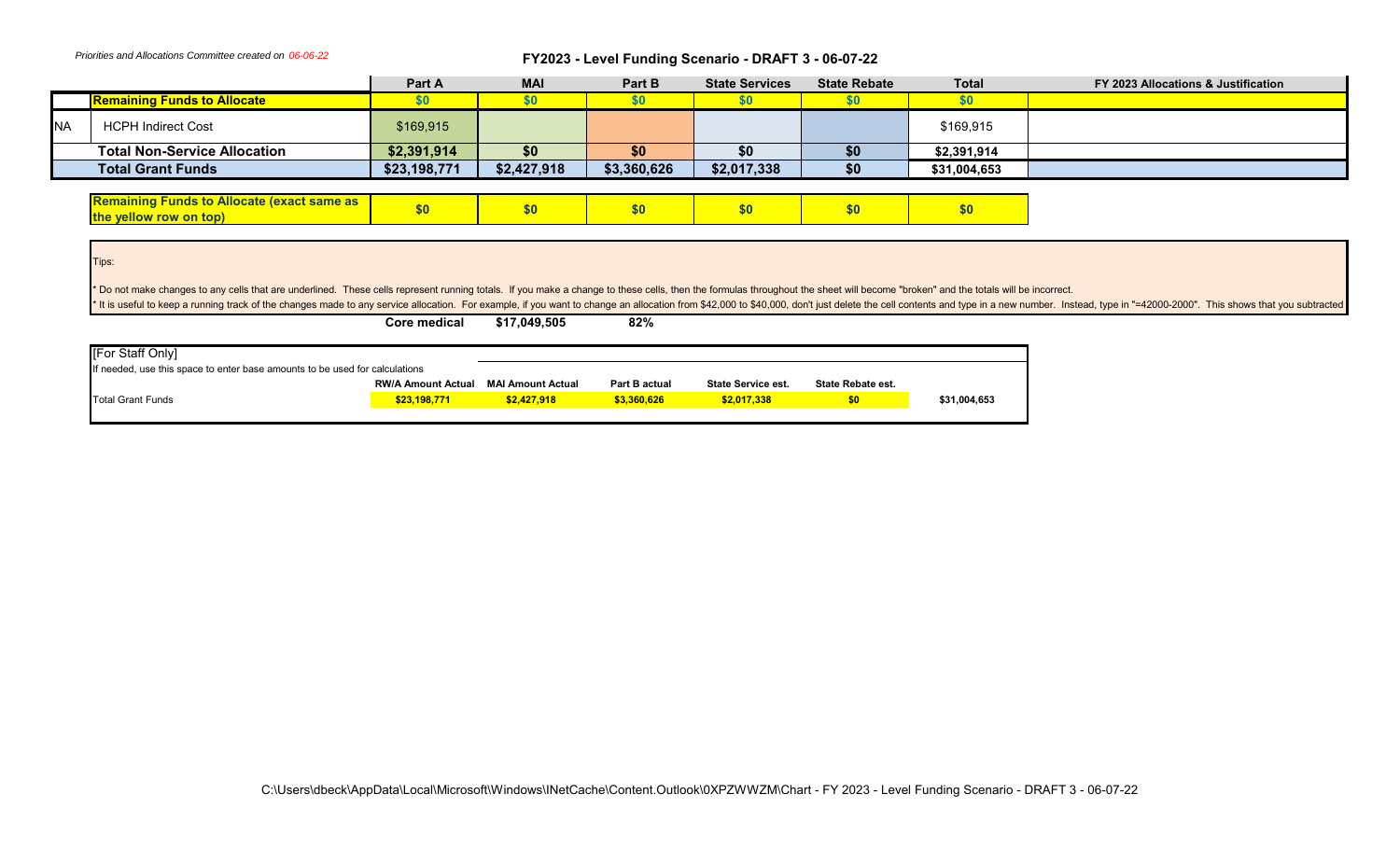*Priorities and Allocations Committee created on 06-06-22*

**FY2023 - Level Funding Scenario - DRAFT 3 - 06-07-22**

| | | Part A | MAI | Part B | State Services | State Rebate | Total | FY 2023 Allocations & Justification |
|---|---|---|---|---|---|---|---|---|
| | **Remaining Funds to Allocate** | $0 | $0 | $0 | $0 | $0 | $0 | |
| NA | HCPH Indirect Cost | $169,915 | | | | | $169,915 | |
| | **Total Non-Service Allocation** | $2,391,914 | $0 | $0 | $0 | $0 | $2,391,914 | |
| | **Total Grant Funds** | $23,198,771 | $2,427,918 | $3,360,626 | $2,017,338 | $0 | $31,004,653 | |

| | | | | | | |
|---|---|---|---|---|---|---|
| **Remaining Funds to Allocate (exact same as the yellow row on top)** | $0 | $0 | $0 | $0 | $0 | $0 |

Tips:

* Do not make changes to any cells that are underlined. These cells represent running totals. If you make a change to these cells, then the formulas throughout the sheet will become "broken" and the totals will be incorrect.
* It is useful to keep a running track of the changes made to any service allocation. For example, if you want to change an allocation from $42,000 to $40,000, don't just delete the cell contents and type in a new number. Instead, type in "=42000-2000". This shows that you subtracted

| | | |
|---|---|---|
| **Core medical** | **$17,049,505** | **82%** |

[For Staff Only]

If needed, use this space to enter base amounts to be used for calculations

| | RW/A Amount Actual | MAI Amount Actual | Part B actual | State Service est. | State Rebate est. | |
|---|---|---|---|---|---|---|
| Total Grant Funds | $23,198,771 | $2,427,918 | $3,360,626 | $2,017,338 | $0 | $31,004,653 |

C:\Users\dbeck\AppData\Local\Microsoft\Windows\INetCache\Content.Outlook\0XPZWWZM\Chart - FY 2023 - Level Funding Scenario - DRAFT 3 - 06-07-22